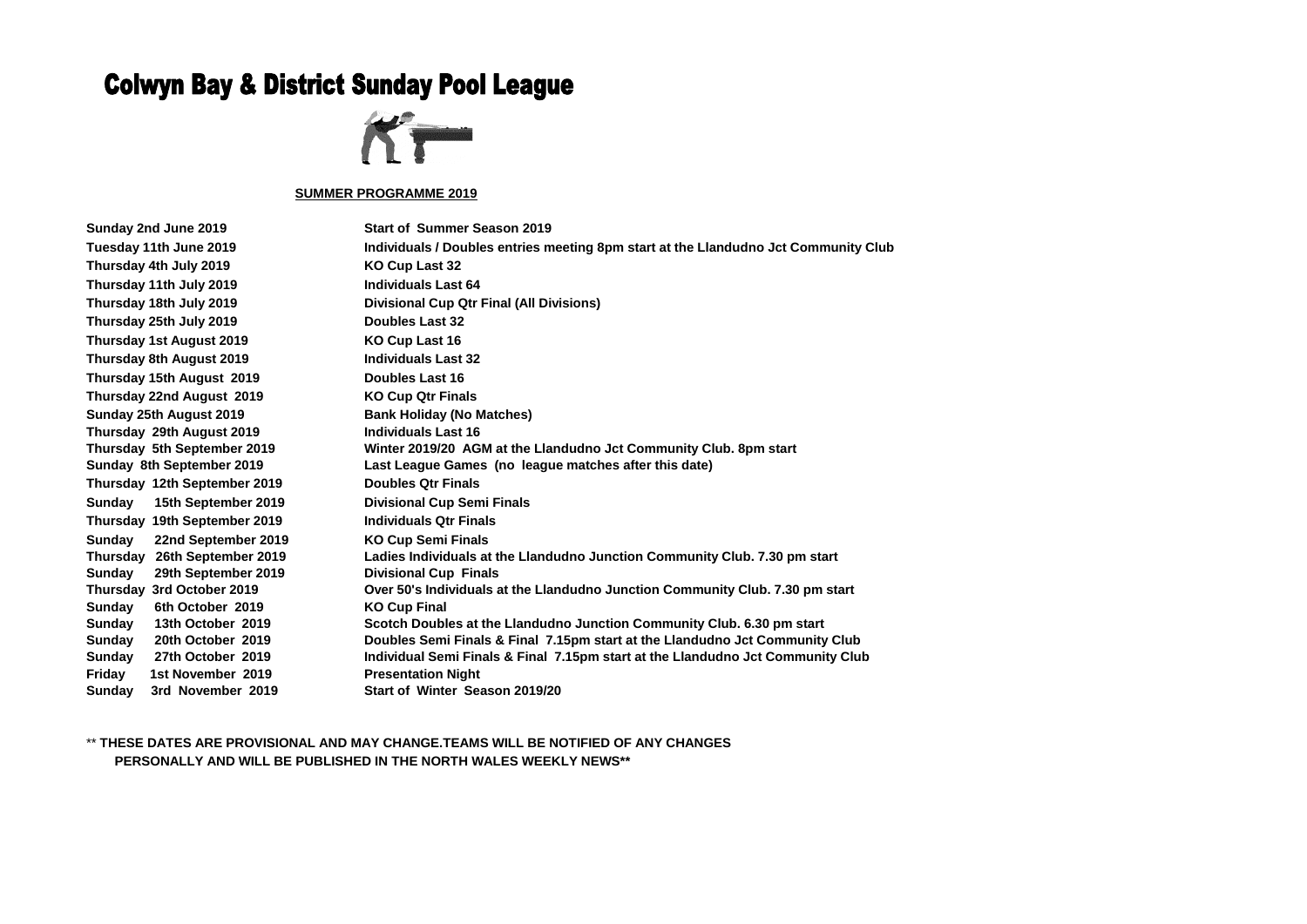# Colwyn Bay & District Sunday Pool League

**SUMMER PROGRAMME 2019**

| | |
|---|---|
| **Sunday 2nd June 2019** | **Start of Summer Season 2019** |
| **Tuesday 11th June 2019** | **Individuals / Doubles entries meeting 8pm start at the Llandudno Jct Community Club** |
| **Thursday 4th July 2019** | **KO Cup Last 32** |
| **Thursday 11th July 2019** | **Individuals Last 64** |
| **Thursday 18th July 2019** | **Divisional Cup Qtr Final (All Divisions)** |
| **Thursday 25th July 2019** | **Doubles Last 32** |
| **Thursday 1st August 2019** | **KO Cup Last 16** |
| **Thursday 8th August 2019** | **Individuals Last 32** |
| **Thursday 15th August 2019** | **Doubles Last 16** |
| **Thursday 22nd August 2019** | **KO Cup Qtr Finals** |
| **Sunday 25th August 2019** | **Bank Holiday (No Matches)** |
| **Thursday 29th August 2019** | **Individuals Last 16** |
| **Thursday 5th September 2019** | **Winter 2019/20 AGM at the Llandudno Jct Community Club. 8pm start** |
| **Sunday 8th September 2019** | **Last League Games (no league matches after this date)** |
| **Thursday 12th September 2019** | **Doubles Qtr Finals** |
| **Sunday 15th September 2019** | **Divisional Cup Semi Finals** |
| **Thursday 19th September 2019** | **Individuals Qtr Finals** |
| **Sunday 22nd September 2019** | **KO Cup Semi Finals** |
| **Thursday 26th September 2019** | **Ladies Individuals at the Llandudno Junction Community Club. 7.30 pm start** |
| **Sunday 29th September 2019** | **Divisional Cup Finals** |
| **Thursday 3rd October 2019** | **Over 50's Individuals at the Llandudno Junction Community Club. 7.30 pm start** |
| **Sunday 6th October 2019** | **KO Cup Final** |
| **Sunday 13th October 2019** | **Scotch Doubles at the Llandudno Junction Community Club. 6.30 pm start** |
| **Sunday 20th October 2019** | **Doubles Semi Finals & Final 7.15pm start at the Llandudno Jct Community Club** |
| **Sunday 27th October 2019** | **Individual Semi Finals & Final 7.15pm start at the Llandudno Jct Community Club** |
| **Friday 1st November 2019** | **Presentation Night** |
| **Sunday 3rd November 2019** | **Start of Winter Season 2019/20** |

** **THESE DATES ARE PROVISIONAL AND MAY CHANGE.TEAMS WILL BE NOTIFIED OF ANY CHANGES PERSONALLY AND WILL BE PUBLISHED IN THE NORTH WALES WEEKLY NEWS****